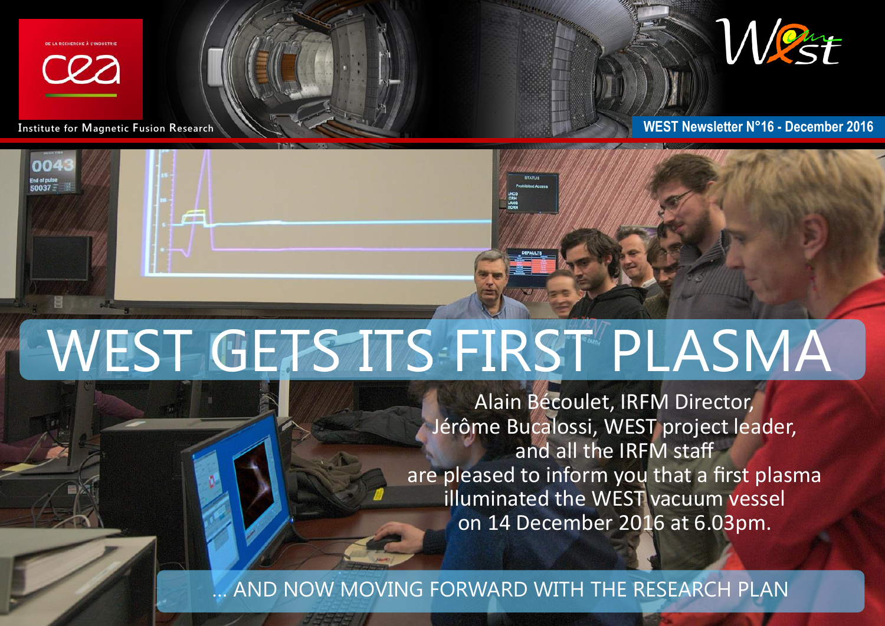Institute for Magnetic Fusion Research

WEST Newsletter N°16 - December 2016

# WEST GETS ITS FIRST PLASMA

Alain Bécoulet, IRFM Director,
Jérôme Bucalossi, WEST project leader,
and all the IRFM staff
are pleased to inform you that a first plasma illuminated the WEST vacuum vessel on 14 December 2016 at 6.03pm.

## ... AND NOW MOVING FORWARD WITH THE RESEARCH PLAN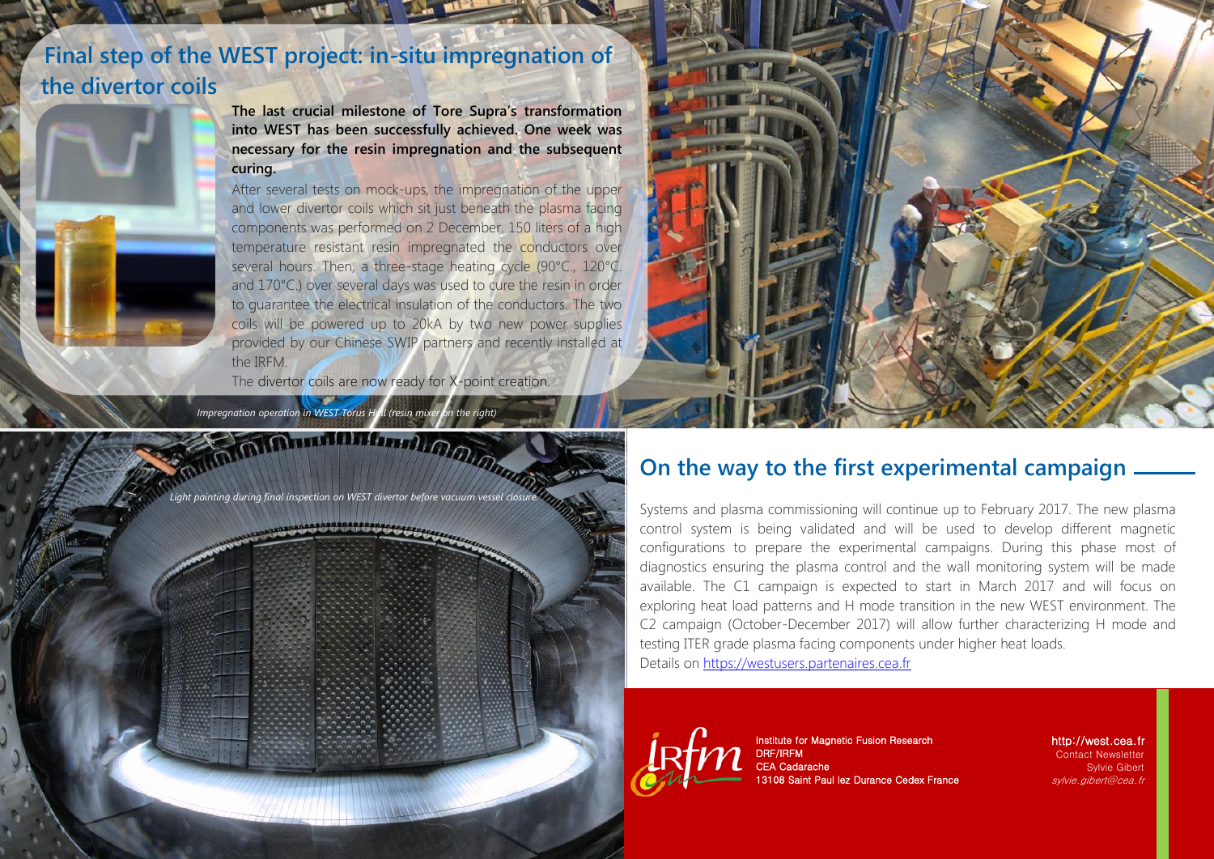## Final step of the WEST project: in-situ impregnation of the divertor coils

**The last crucial milestone of Tore Supra's transformation into WEST has been successfully achieved. One week was necessary for the resin impregnation and the subsequent curing.**

After several tests on mock-ups, the impregnation of the upper and lower divertor coils which sit just beneath the plasma facing components was performed on 2 December. 150 liters of a high temperature resistant resin impregnated the conductors over several hours. Then, a three-stage heating cycle (90°C., 120°C. and 170°C.) over several days was used to cure the resin in order to guarantee the electrical insulation of the conductors. The two coils will be powered up to 20kA by two new power supplies provided by our Chinese SWIP partners and recently installed at the IRFM.

The divertor coils are now ready for X-point creation.

*Impregnation operation in WEST Torus Hall (resin mixer on the right)*

*Light painting during final inspection on WEST divertor before vacuum vessel closure.*

## On the way to the first experimental campaign

Systems and plasma commissioning will continue up to February 2017. The new plasma control system is being validated and will be used to develop different magnetic configurations to prepare the experimental campaigns. During this phase most of diagnostics ensuring the plasma control and the wall monitoring system will be made available. The C1 campaign is expected to start in March 2017 and will focus on exploring heat load patterns and H mode transition in the new WEST environment. The C2 campaign (October-December 2017) will allow further characterizing H mode and testing ITER grade plasma facing components under higher heat loads.

Details on https://westusers.partenaires.cea.fr

Institute for Magnetic Fusion Research
DRF/IRFM
CEA Cadarache
13108 Saint Paul lez Durance Cedex France

http://west.cea.fr
Contact Newsletter
Sylvie Gibert
*sylvie.gibert@cea.fr*